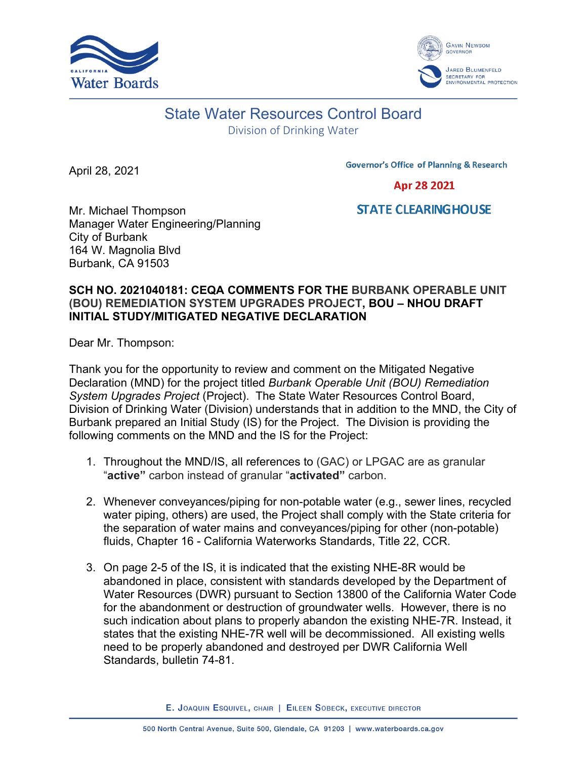State Water Resources Control Board
Division of Drinking Water

April 28, 2021

Governor's Office of Planning & Research

Apr 28 2021

STATE CLEARINGHOUSE

Mr. Michael Thompson
Manager Water Engineering/Planning
City of Burbank
164 W. Magnolia Blvd
Burbank, CA 91503

**SCH NO. 2021040181: CEQA COMMENTS FOR THE BURBANK OPERABLE UNIT (BOU) REMEDIATION SYSTEM UPGRADES PROJECT, BOU – NHOU DRAFT INITIAL STUDY/MITIGATED NEGATIVE DECLARATION**

Dear Mr. Thompson:

Thank you for the opportunity to review and comment on the Mitigated Negative Declaration (MND) for the project titled *Burbank Operable Unit (BOU) Remediation System Upgrades Project* (Project). The State Water Resources Control Board, Division of Drinking Water (Division) understands that in addition to the MND, the City of Burbank prepared an Initial Study (IS) for the Project. The Division is providing the following comments on the MND and the IS for the Project:

1. Throughout the MND/IS, all references to (GAC) or LPGAC are as granular "**active"** carbon instead of granular "**activated"** carbon.

2. Whenever conveyances/piping for non-potable water (e.g., sewer lines, recycled water piping, others) are used, the Project shall comply with the State criteria for the separation of water mains and conveyances/piping for other (non-potable) fluids, Chapter 16 - California Waterworks Standards, Title 22, CCR.

3. On page 2-5 of the IS, it is indicated that the existing NHE-8R would be abandoned in place, consistent with standards developed by the Department of Water Resources (DWR) pursuant to Section 13800 of the California Water Code for the abandonment or destruction of groundwater wells. However, there is no such indication about plans to properly abandon the existing NHE-7R. Instead, it states that the existing NHE-7R well will be decommissioned. All existing wells need to be properly abandoned and destroyed per DWR California Well Standards, bulletin 74-81.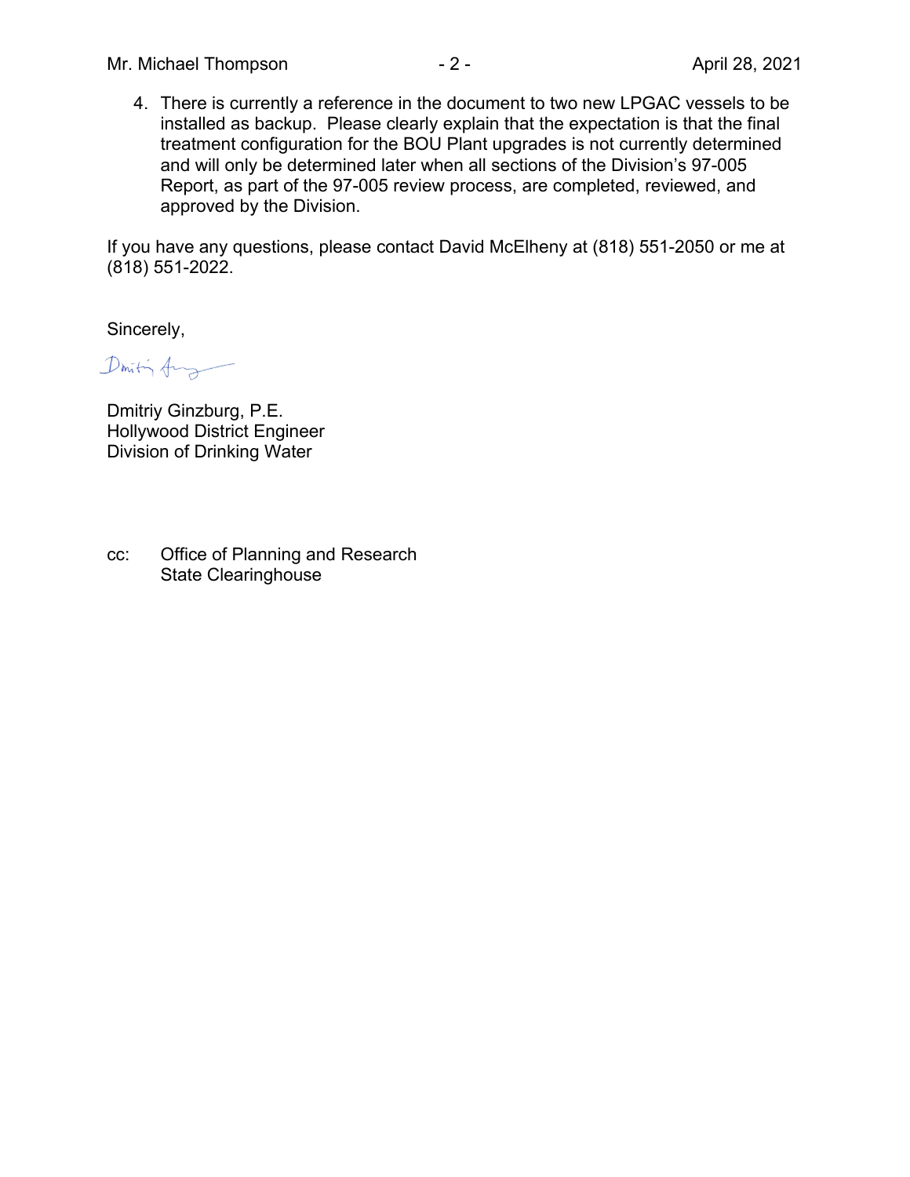4. There is currently a reference in the document to two new LPGAC vessels to be installed as backup. Please clearly explain that the expectation is that the final treatment configuration for the BOU Plant upgrades is not currently determined and will only be determined later when all sections of the Division's 97-005 Report, as part of the 97-005 review process, are completed, reviewed, and approved by the Division.

If you have any questions, please contact David McElheny at (818) 551-2050 or me at (818) 551-2022.

Sincerely,

Dmitriy Ginzburg, P.E.
Hollywood District Engineer
Division of Drinking Water

cc: Office of Planning and Research
State Clearinghouse